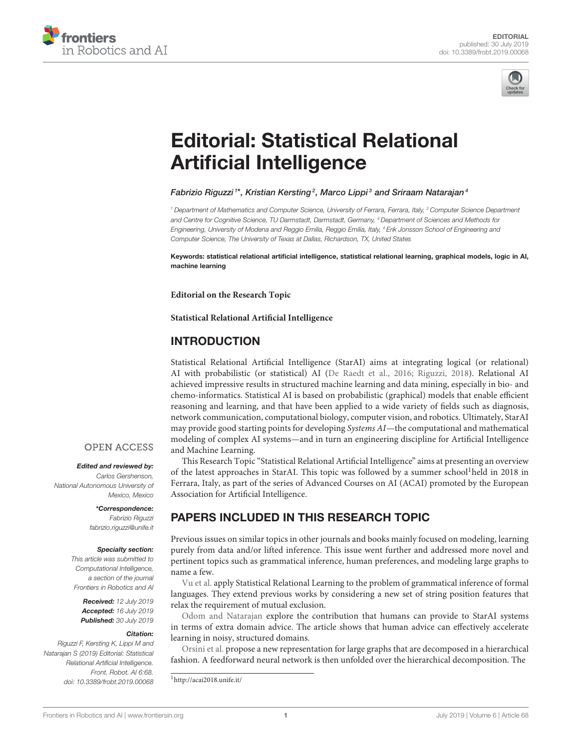EDITORIAL
published: 30 July 2019
doi: 10.3389/frobt.2019.00068

# Editorial: Statistical Relational Artificial Intelligence

*Fabrizio Riguzzi[1]\*, Kristian Kersting[2], Marco Lippi[3] and Sriraam Natarajan[4]*

[1] Department of Mathematics and Computer Science, University of Ferrara, Ferrara, Italy, [2] Computer Science Department and Centre for Cognitive Science, TU Darmstadt, Darmstadt, Germany, [3] Department of Sciences and Methods for Engineering, University of Modena and Reggio Emilia, Reggio Emilia, Italy, [4] Erik Jonsson School of Engineering and Computer Science, The University of Texas at Dallas, Richardson, TX, United States

**Keywords: statistical relational artificial intelligence, statistical relational learning, graphical models, logic in AI, machine learning**

**Editorial on the Research Topic**

**Statistical Relational Artificial Intelligence**

OPEN ACCESS

***Edited and reviewed by:***
*Carlos Gershenson, National Autonomous University of Mexico, Mexico*

***\*Correspondence:***
*Fabrizio Riguzzi*
*fabrizio.riguzzi@unife.it*

***Specialty section:***
*This article was submitted to Computational Intelligence, a section of the journal Frontiers in Robotics and AI*

***Received:*** *12 July 2019*
***Accepted:*** *16 July 2019*
***Published:*** *30 July 2019*

***Citation:***
*Riguzzi F, Kersting K, Lippi M and Natarajan S (2019) Editorial: Statistical Relational Artificial Intelligence. Front. Robot. AI 6:68. doi: 10.3389/frobt.2019.00068*

## INTRODUCTION

Statistical Relational Artificial Intelligence (StarAI) aims at integrating logical (or relational) AI with probabilistic (or statistical) AI (De Raedt et al., 2016; Riguzzi, 2018). Relational AI achieved impressive results in structured machine learning and data mining, especially in bio- and chemo-informatics. Statistical AI is based on probabilistic (graphical) models that enable efficient reasoning and learning, and that have been applied to a wide variety of fields such as diagnosis, network communication, computational biology, computer vision, and robotics. Ultimately, StarAI may provide good starting points for developing *Systems AI*—the computational and mathematical modeling of complex AI systems—and in turn an engineering discipline for Artificial Intelligence and Machine Learning.

This Research Topic "Statistical Relational Artificial Intelligence" aims at presenting an overview of the latest approaches in StarAI. This topic was followed by a summer school[1] held in 2018 in Ferrara, Italy, as part of the series of Advanced Courses on AI (ACAI) promoted by the European Association for Artificial Intelligence.

## PAPERS INCLUDED IN THIS RESEARCH TOPIC

Previous issues on similar topics in other journals and books mainly focused on modeling, learning purely from data and/or lifted inference. This issue went further and addressed more novel and pertinent topics such as grammatical inference, human preferences, and modeling large graphs to name a few.

Vu et al. apply Statistical Relational Learning to the problem of grammatical inference of formal languages. They extend previous works by considering a new set of string position features that relax the requirement of mutual exclusion.

Odom and Natarajan explore the contribution that humans can provide to StarAI systems in terms of extra domain advice. The article shows that human advice can effectively accelerate learning in noisy, structured domains.

Orsini et al. propose a new representation for large graphs that are decomposed in a hierarchical fashion. A feedforward neural network is then unfolded over the hierarchical decomposition. The

[1] http://acai2018.unife.it/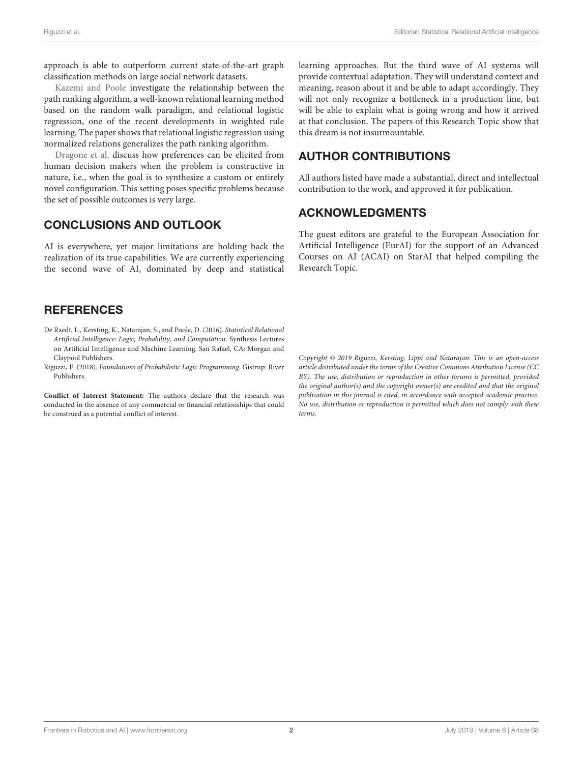approach is able to outperform current state-of-the-art graph classification methods on large social network datasets.

Kazemi and Poole investigate the relationship between the path ranking algorithm, a well-known relational learning method based on the random walk paradigm, and relational logistic regression, one of the recent developments in weighted rule learning. The paper shows that relational logistic regression using normalized relations generalizes the path ranking algorithm.

Dragone et al. discuss how preferences can be elicited from human decision makers when the problem is constructive in nature, i.e., when the goal is to synthesize a custom or entirely novel configuration. This setting poses specific problems because the set of possible outcomes is very large.

## CONCLUSIONS AND OUTLOOK

AI is everywhere, yet major limitations are holding back the realization of its true capabilities. We are currently experiencing the second wave of AI, dominated by deep and statistical learning approaches. But the third wave of AI systems will provide contextual adaptation. They will understand context and meaning, reason about it and be able to adapt accordingly. They will not only recognize a bottleneck in a production line, but will be able to explain what is going wrong and how it arrived at that conclusion. The papers of this Research Topic show that this dream is not insurmountable.

## AUTHOR CONTRIBUTIONS

All authors listed have made a substantial, direct and intellectual contribution to the work, and approved it for publication.

## ACKNOWLEDGMENTS

The guest editors are grateful to the European Association for Artificial Intelligence (EurAI) for the support of an Advanced Courses on AI (ACAI) on StarAI that helped compiling the Research Topic.

## REFERENCES

De Raedt, L., Kersting, K., Natarajan, S., and Poole, D. (2016). *Statistical Relational Artificial Intelligence: Logic, Probability, and Computation*. Synthesis Lectures on Artificial Intelligence and Machine Learning. San Rafael, CA: Morgan and Claypool Publishers.

Riguzzi, F. (2018). *Foundations of Probabilistic Logic Programming*. Gistrup: River Publishers.

**Conflict of Interest Statement:** The authors declare that the research was conducted in the absence of any commercial or financial relationships that could be construed as a potential conflict of interest.

*Copyright © 2019 Riguzzi, Kersting, Lippi and Natarajan. This is an open-access article distributed under the terms of the Creative Commons Attribution License (CC BY). The use, distribution or reproduction in other forums is permitted, provided the original author(s) and the copyright owner(s) are credited and that the original publication in this journal is cited, in accordance with accepted academic practice. No use, distribution or reproduction is permitted which does not comply with these terms.*